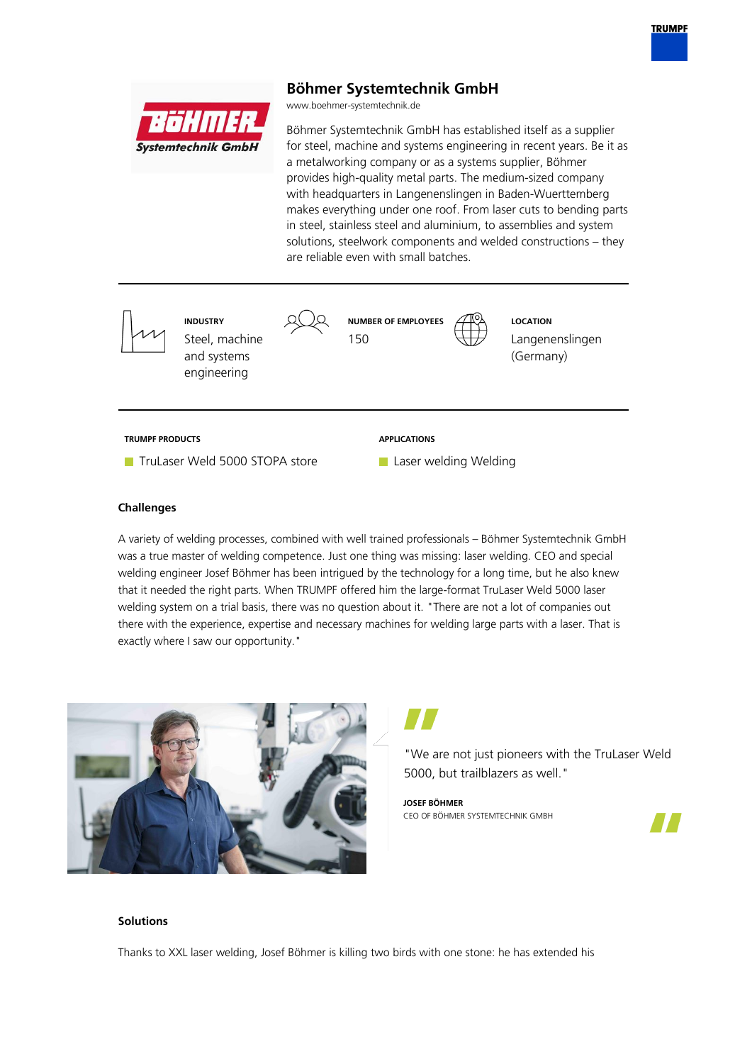# Böhmer Systemtechnik GmbH

www.boehmer-systemtechnik.de

Böhmer Systemtechnik GmbH has established itself as a supplier for steel, machine and systems engineering in recent years. Be it as a metalworking company or as a systems supplier, Böhmer provides high-quality metal parts. The medium-sized company with headquarters in Langenenslingen in Baden-Wuerttemberg makes everything under one roof. From laser cuts to bending parts in steel, stainless steel and aluminium, to assemblies and system solutions, steelwork components and welded constructions – they are reliable even with small batches.

**INDUSTRY**
Steel, machine and systems engineering

**NUMBER OF EMPLOYEES**
150

**LOCATION**
Langenenslingen (Germany)

**TRUMPF PRODUCTS**

- TruLaser Weld 5000 STOPA store

**APPLICATIONS**

- Laser welding Welding

### Challenges

A variety of welding processes, combined with well trained professionals – Böhmer Systemtechnik GmbH was a true master of welding competence. Just one thing was missing: laser welding. CEO and special welding engineer Josef Böhmer has been intrigued by the technology for a long time, but he also knew that it needed the right parts. When TRUMPF offered him the large-format TruLaser Weld 5000 laser welding system on a trial basis, there was no question about it. "There are not a lot of companies out there with the experience, expertise and necessary machines for welding large parts with a laser. That is exactly where I saw our opportunity."

> "We are not just pioneers with the TruLaser Weld 5000, but trailblazers as well."
>
> **JOSEF BÖHMER**
> CEO OF BÖHMER SYSTEMTECHNIK GMBH

### Solutions

Thanks to XXL laser welding, Josef Böhmer is killing two birds with one stone: he has extended his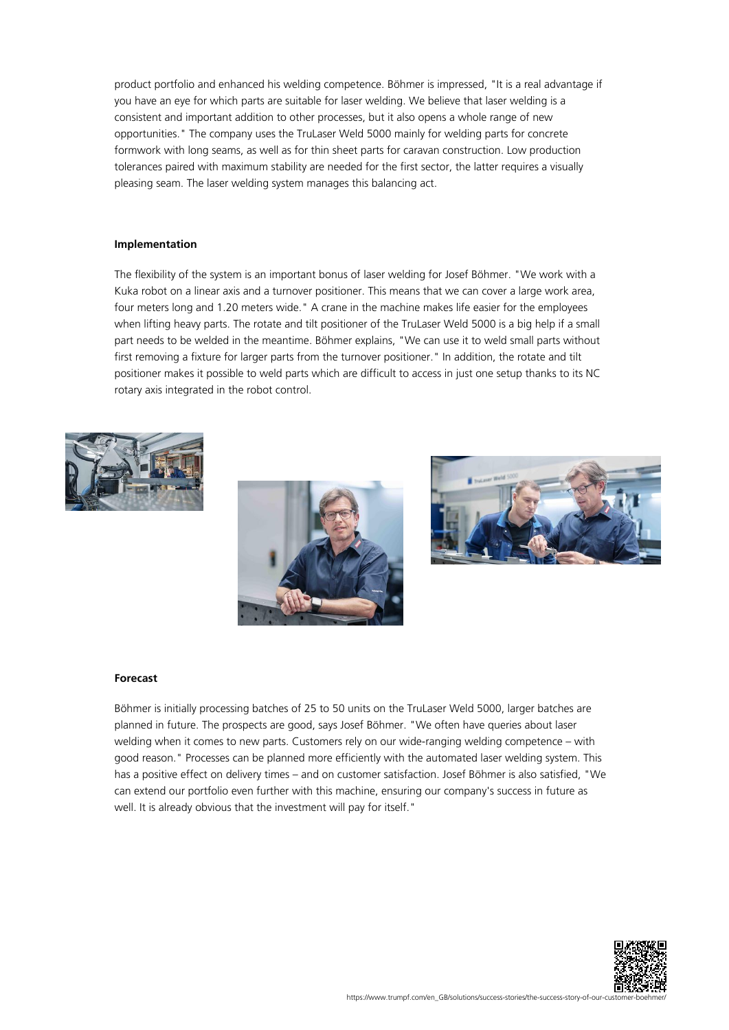product portfolio and enhanced his welding competence. Böhmer is impressed, "It is a real advantage if you have an eye for which parts are suitable for laser welding. We believe that laser welding is a consistent and important addition to other processes, but it also opens a whole range of new opportunities." The company uses the TruLaser Weld 5000 mainly for welding parts for concrete formwork with long seams, as well as for thin sheet parts for caravan construction. Low production tolerances paired with maximum stability are needed for the first sector, the latter requires a visually pleasing seam. The laser welding system manages this balancing act.

**Implementation**

The flexibility of the system is an important bonus of laser welding for Josef Böhmer. "We work with a Kuka robot on a linear axis and a turnover positioner. This means that we can cover a large work area, four meters long and 1.20 meters wide." A crane in the machine makes life easier for the employees when lifting heavy parts. The rotate and tilt positioner of the TruLaser Weld 5000 is a big help if a small part needs to be welded in the meantime. Böhmer explains, "We can use it to weld small parts without first removing a fixture for larger parts from the turnover positioner." In addition, the rotate and tilt positioner makes it possible to weld parts which are difficult to access in just one setup thanks to its NC rotary axis integrated in the robot control.

**Forecast**

Böhmer is initially processing batches of 25 to 50 units on the TruLaser Weld 5000, larger batches are planned in future. The prospects are good, says Josef Böhmer. "We often have queries about laser welding when it comes to new parts. Customers rely on our wide-ranging welding competence – with good reason." Processes can be planned more efficiently with the automated laser welding system. This has a positive effect on delivery times – and on customer satisfaction. Josef Böhmer is also satisfied, "We can extend our portfolio even further with this machine, ensuring our company's success in future as well. It is already obvious that the investment will pay for itself."

https://www.trumpf.com/en_GB/solutions/success-stories/the-success-story-of-our-customer-boehmer/